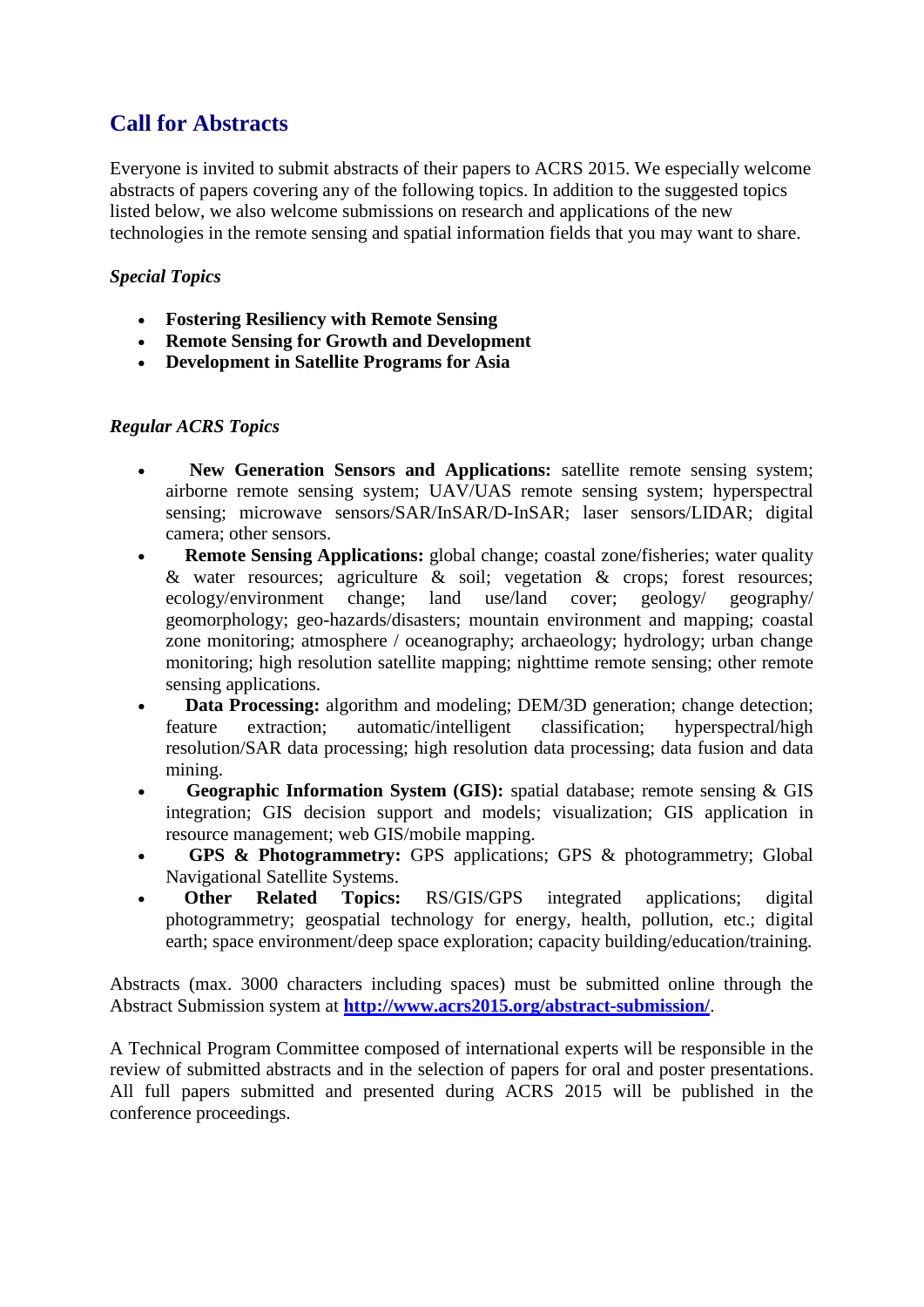## Call for Abstracts

Everyone is invited to submit abstracts of their papers to ACRS 2015. We especially welcome abstracts of papers covering any of the following topics. In addition to the suggested topics listed below, we also welcome submissions on research and applications of the new technologies in the remote sensing and spatial information fields that you may want to share.

### *Special Topics*

- **Fostering Resiliency with Remote Sensing**
- **Remote Sensing for Growth and Development**
- **Development in Satellite Programs for Asia**

### *Regular ACRS Topics*

- **New Generation Sensors and Applications:** satellite remote sensing system; airborne remote sensing system; UAV/UAS remote sensing system; hyperspectral sensing; microwave sensors/SAR/InSAR/D-InSAR; laser sensors/LIDAR; digital camera; other sensors.
- **Remote Sensing Applications:** global change; coastal zone/fisheries; water quality & water resources; agriculture & soil; vegetation & crops; forest resources; ecology/environment change; land use/land cover; geology/ geography/ geomorphology; geo-hazards/disasters; mountain environment and mapping; coastal zone monitoring; atmosphere / oceanography; archaeology; hydrology; urban change monitoring; high resolution satellite mapping; nighttime remote sensing; other remote sensing applications.
- **Data Processing:** algorithm and modeling; DEM/3D generation; change detection; feature extraction; automatic/intelligent classification; hyperspectral/high resolution/SAR data processing; high resolution data processing; data fusion and data mining.
- **Geographic Information System (GIS):** spatial database; remote sensing & GIS integration; GIS decision support and models; visualization; GIS application in resource management; web GIS/mobile mapping.
- **GPS & Photogrammetry:** GPS applications; GPS & photogrammetry; Global Navigational Satellite Systems.
- **Other Related Topics:** RS/GIS/GPS integrated applications; digital photogrammetry; geospatial technology for energy, health, pollution, etc.; digital earth; space environment/deep space exploration; capacity building/education/training.

Abstracts (max. 3000 characters including spaces) must be submitted online through the Abstract Submission system at **http://www.acrs2015.org/abstract-submission/**.

A Technical Program Committee composed of international experts will be responsible in the review of submitted abstracts and in the selection of papers for oral and poster presentations. All full papers submitted and presented during ACRS 2015 will be published in the conference proceedings.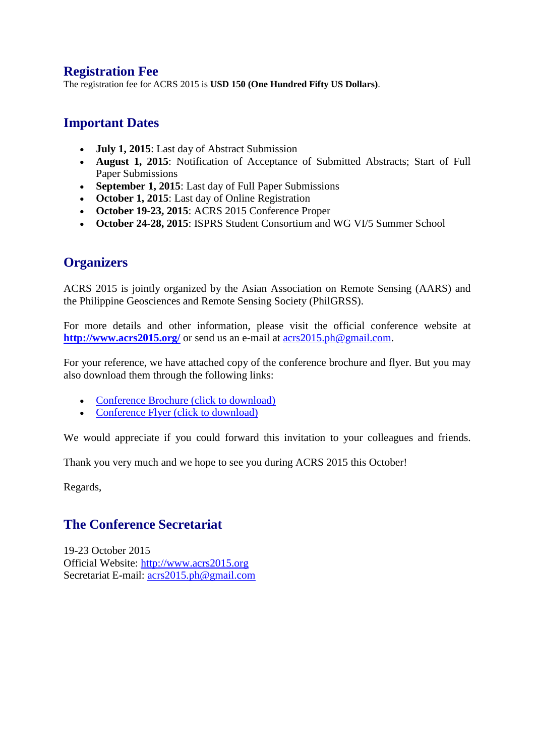## Registration Fee

The registration fee for ACRS 2015 is **USD 150 (One Hundred Fifty US Dollars)**.

## Important Dates

- **July 1, 2015**: Last day of Abstract Submission
- **August 1, 2015**: Notification of Acceptance of Submitted Abstracts; Start of Full Paper Submissions
- **September 1, 2015**: Last day of Full Paper Submissions
- **October 1, 2015**: Last day of Online Registration
- **October 19-23, 2015**: ACRS 2015 Conference Proper
- **October 24-28, 2015**: ISPRS Student Consortium and WG VI/5 Summer School

## Organizers

ACRS 2015 is jointly organized by the Asian Association on Remote Sensing (AARS) and the Philippine Geosciences and Remote Sensing Society (PhilGRSS).

For more details and other information, please visit the official conference website at **http://www.acrs2015.org/** or send us an e-mail at acrs2015.ph@gmail.com.

For your reference, we have attached copy of the conference brochure and flyer. But you may also download them through the following links:

- Conference Brochure (click to download)
- Conference Flyer (click to download)

We would appreciate if you could forward this invitation to your colleagues and friends.

Thank you very much and we hope to see you during ACRS 2015 this October!

Regards,

## The Conference Secretariat

19-23 October 2015
Official Website: http://www.acrs2015.org
Secretariat E-mail: acrs2015.ph@gmail.com